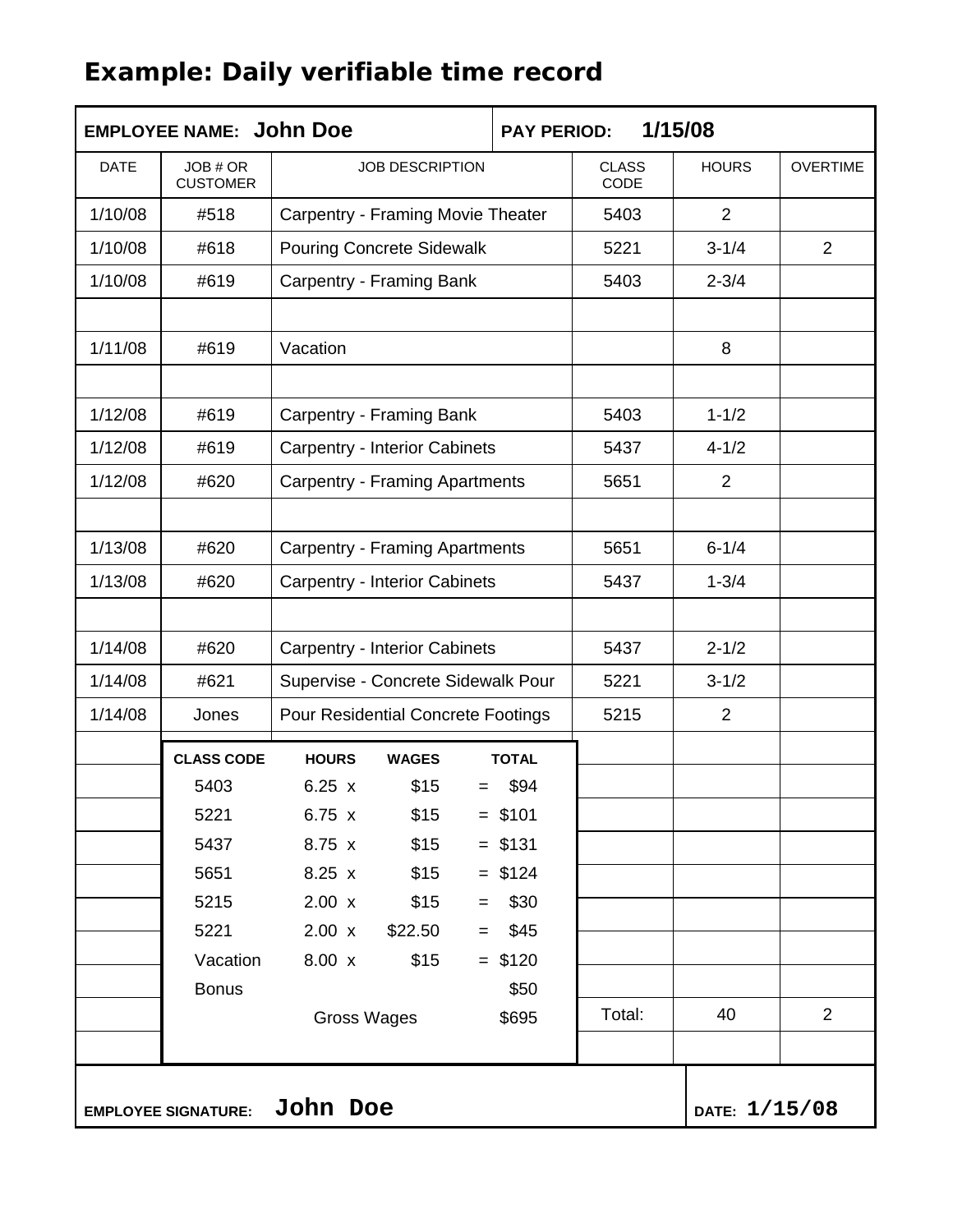# Example: Daily verifiable time record

**EMPLOYEE NAME:** John Doe

**PAY PERIOD:** 1/15/08

| DATE | JOB # OR CUSTOMER | JOB DESCRIPTION | CLASS CODE | HOURS | OVERTIME |
|---|---|---|---|---|---|
| 1/10/08 | #518 | Carpentry - Framing Movie Theater | 5403 | 2 | |
| 1/10/08 | #618 | Pouring Concrete Sidewalk | 5221 | 3-1/4 | 2 |
| 1/10/08 | #619 | Carpentry - Framing Bank | 5403 | 2-3/4 | |
| | | | | | |
| 1/11/08 | #619 | Vacation | | 8 | |
| | | | | | |
| 1/12/08 | #619 | Carpentry - Framing Bank | 5403 | 1-1/2 | |
| 1/12/08 | #619 | Carpentry - Interior Cabinets | 5437 | 4-1/2 | |
| 1/12/08 | #620 | Carpentry - Framing Apartments | 5651 | 2 | |
| | | | | | |
| 1/13/08 | #620 | Carpentry - Framing Apartments | 5651 | 6-1/4 | |
| 1/13/08 | #620 | Carpentry - Interior Cabinets | 5437 | 1-3/4 | |
| | | | | | |
| 1/14/08 | #620 | Carpentry - Interior Cabinets | 5437 | 2-1/2 | |
| 1/14/08 | #621 | Supervise - Concrete Sidewalk Pour | 5221 | 3-1/2 | |
| 1/14/08 | Jones | Pour Residential Concrete Footings | 5215 | 2 | |
| | | | Total: | 40 | 2 |

| CLASS CODE | HOURS | | WAGES | | TOTAL |
|---|---|---|---|---|---|
| 5403 | 6.25 | x | $15 | = | $94 |
| 5221 | 6.75 | x | $15 | = | $101 |
| 5437 | 8.75 | x | $15 | = | $131 |
| 5651 | 8.25 | x | $15 | = | $124 |
| 5215 | 2.00 | x | $15 | = | $30 |
| 5221 | 2.00 | x | $22.50 | = | $45 |
| Vacation | 8.00 | x | $15 | = | $120 |
| Bonus | | | | | $50 |
| | Gross Wages | | | | $695 |

**EMPLOYEE SIGNATURE:** John Doe

**DATE:** 1/15/08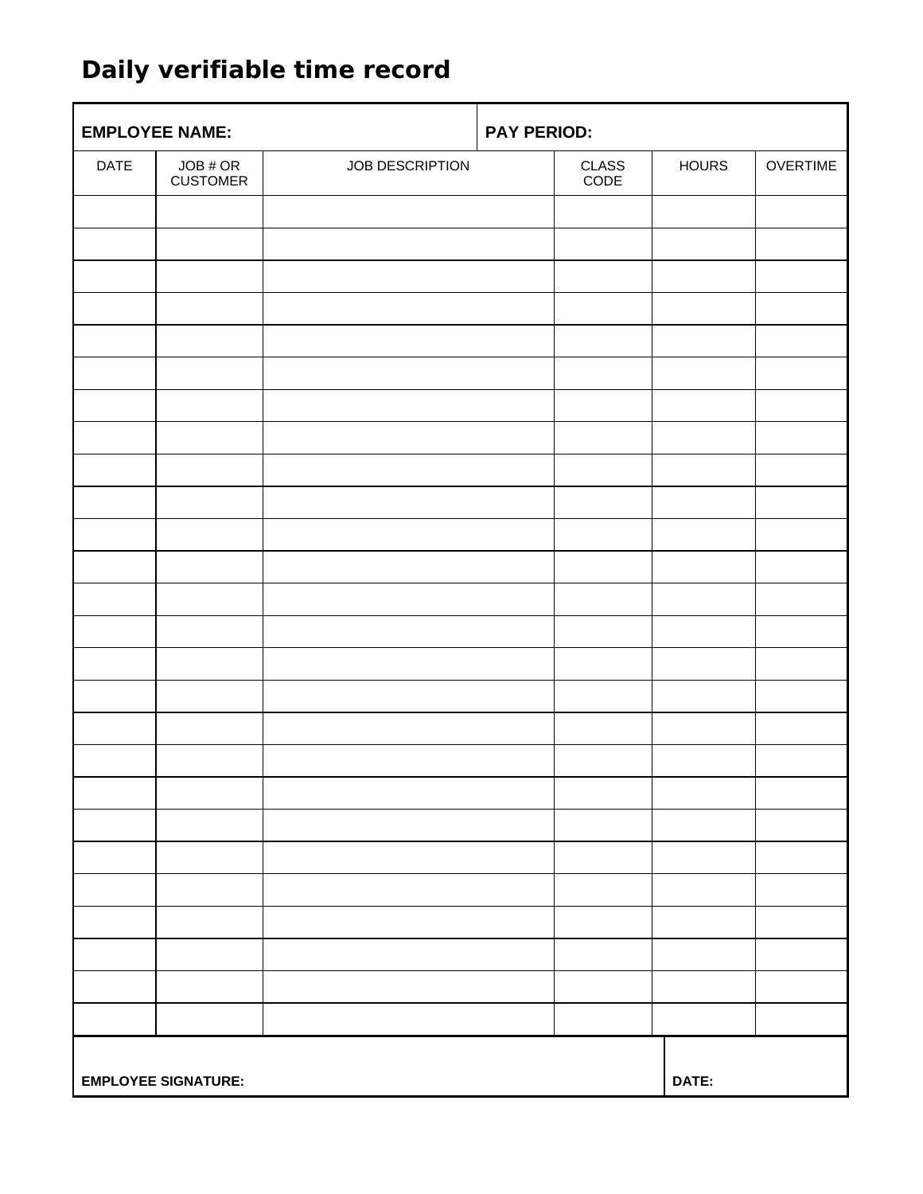# Daily verifiable time record

| EMPLOYEE NAME: | | | PAY PERIOD: | | |
|---|---|---|---|---|---|
| DATE | JOB # OR CUSTOMER | JOB DESCRIPTION | CLASS CODE | HOURS | OVERTIME |
| | | | | | |
| | | | | | |
| | | | | | |
| | | | | | |
| | | | | | |
| | | | | | |
| | | | | | |
| | | | | | |
| | | | | | |
| | | | | | |
| | | | | | |
| | | | | | |
| | | | | | |
| | | | | | |
| | | | | | |
| | | | | | |
| | | | | | |
| | | | | | |
| | | | | | |
| | | | | | |
| | | | | | |
| | | | | | |
| | | | | | |
| | | | | | |
| | | | | | |
| | | | | | |
| EMPLOYEE SIGNATURE: | | | | DATE: | |